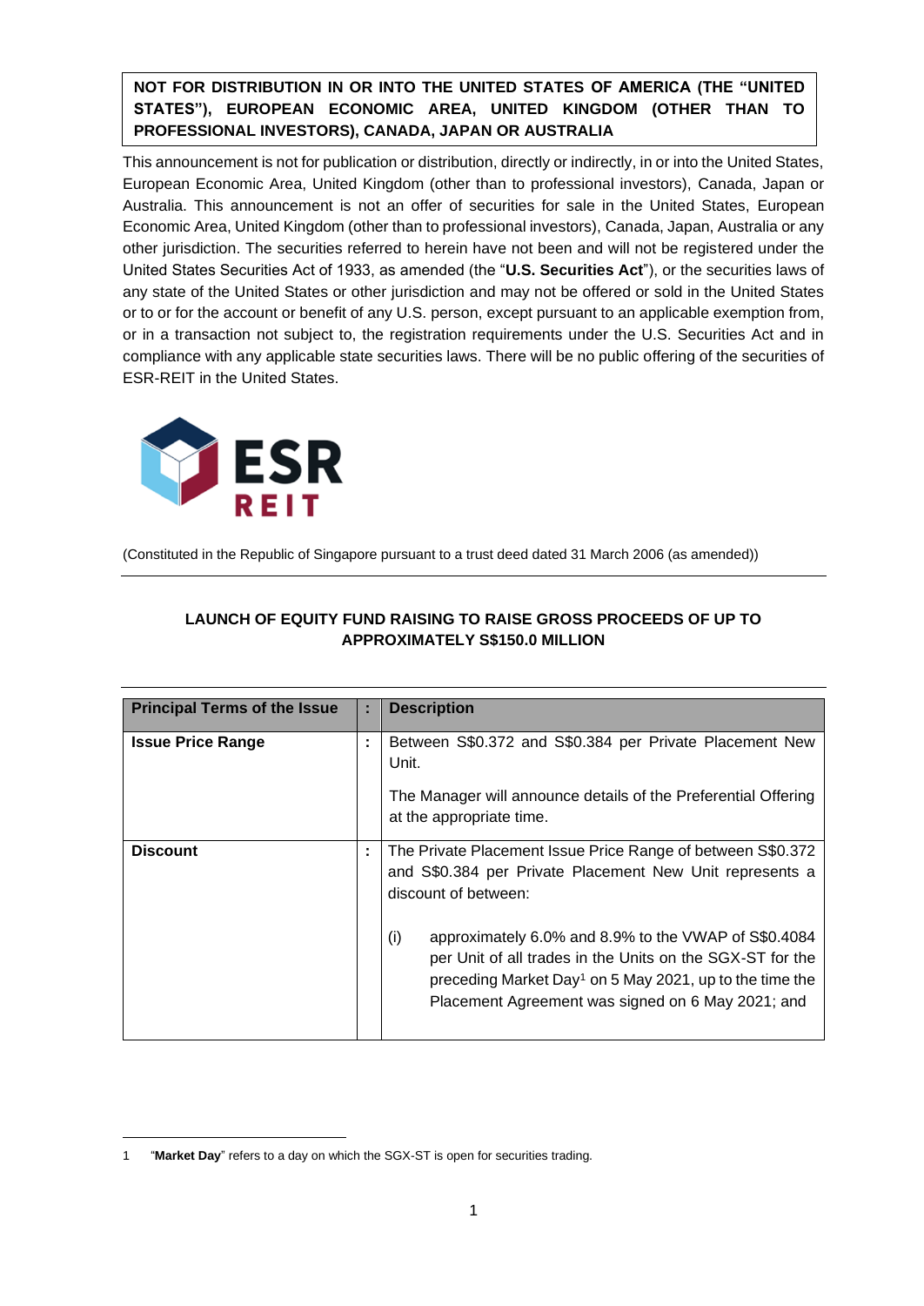**NOT FOR DISTRIBUTION IN OR INTO THE UNITED STATES OF AMERICA (THE "UNITED STATES"), EUROPEAN ECONOMIC AREA, UNITED KINGDOM (OTHER THAN TO PROFESSIONAL INVESTORS), CANADA, JAPAN OR AUSTRALIA**

This announcement is not for publication or distribution, directly or indirectly, in or into the United States, European Economic Area, United Kingdom (other than to professional investors), Canada, Japan or Australia. This announcement is not an offer of securities for sale in the United States, European Economic Area, United Kingdom (other than to professional investors), Canada, Japan, Australia or any other jurisdiction. The securities referred to herein have not been and will not be registered under the United States Securities Act of 1933, as amended (the "**U.S. Securities Act**"), or the securities laws of any state of the United States or other jurisdiction and may not be offered or sold in the United States or to or for the account or benefit of any U.S. person, except pursuant to an applicable exemption from, or in a transaction not subject to, the registration requirements under the U.S. Securities Act and in compliance with any applicable state securities laws. There will be no public offering of the securities of ESR-REIT in the United States.

ESR REIT

(Constituted in the Republic of Singapore pursuant to a trust deed dated 31 March 2006 (as amended))

## LAUNCH OF EQUITY FUND RAISING TO RAISE GROSS PROCEEDS OF UP TO APPROXIMATELY S$150.0 MILLION

| Principal Terms of the Issue | : | Description |
|---|---|---|
| **Issue Price Range** | : | Between S$0.372 and S$0.384 per Private Placement New Unit.<br><br>The Manager will announce details of the Preferential Offering at the appropriate time. |
| **Discount** | : | The Private Placement Issue Price Range of between S$0.372 and S$0.384 per Private Placement New Unit represents a discount of between:<br><br>(i) approximately 6.0% and 8.9% to the VWAP of S$0.4084 per Unit of all trades in the Units on the SGX-ST for the preceding Market Day[1] on 5 May 2021, up to the time the Placement Agreement was signed on 6 May 2021; and |

1 "**Market Day**" refers to a day on which the SGX-ST is open for securities trading.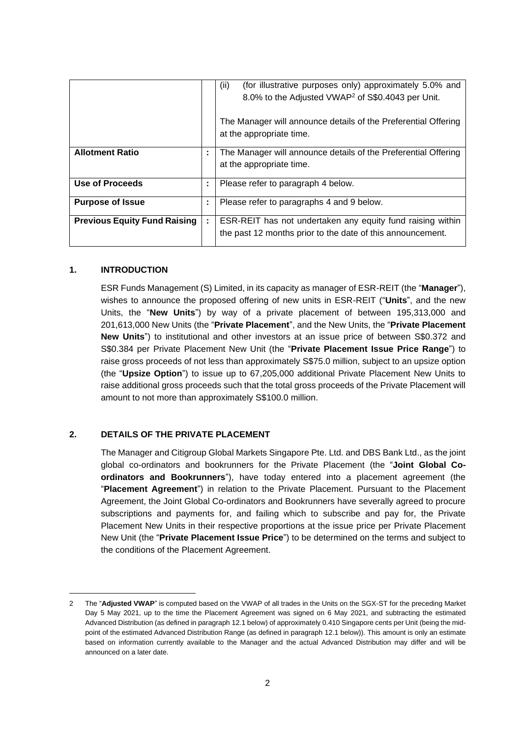| | | |
|---|---|---|
| | | (ii) (for illustrative purposes only) approximately 5.0% and 8.0% to the Adjusted VWAP[2] of S$0.4043 per Unit.<br><br>The Manager will announce details of the Preferential Offering at the appropriate time. |
| **Allotment Ratio** | : | The Manager will announce details of the Preferential Offering at the appropriate time. |
| **Use of Proceeds** | : | Please refer to paragraph 4 below. |
| **Purpose of Issue** | : | Please refer to paragraphs 4 and 9 below. |
| **Previous Equity Fund Raising** | : | ESR-REIT has not undertaken any equity fund raising within the past 12 months prior to the date of this announcement. |

## 1. INTRODUCTION

ESR Funds Management (S) Limited, in its capacity as manager of ESR-REIT (the "**Manager**"), wishes to announce the proposed offering of new units in ESR-REIT ("**Units**", and the new Units, the "**New Units**") by way of a private placement of between 195,313,000 and 201,613,000 New Units (the "**Private Placement**", and the New Units, the "**Private Placement New Units**") to institutional and other investors at an issue price of between S$0.372 and S$0.384 per Private Placement New Unit (the "**Private Placement Issue Price Range**") to raise gross proceeds of not less than approximately S$75.0 million, subject to an upsize option (the "**Upsize Option**") to issue up to 67,205,000 additional Private Placement New Units to raise additional gross proceeds such that the total gross proceeds of the Private Placement will amount to not more than approximately S$100.0 million.

## 2. DETAILS OF THE PRIVATE PLACEMENT

The Manager and Citigroup Global Markets Singapore Pte. Ltd. and DBS Bank Ltd., as the joint global co-ordinators and bookrunners for the Private Placement (the "**Joint Global Co-ordinators and Bookrunners**"), have today entered into a placement agreement (the "**Placement Agreement**") in relation to the Private Placement. Pursuant to the Placement Agreement, the Joint Global Co-ordinators and Bookrunners have severally agreed to procure subscriptions and payments for, and failing which to subscribe and pay for, the Private Placement New Units in their respective proportions at the issue price per Private Placement New Unit (the "**Private Placement Issue Price**") to be determined on the terms and subject to the conditions of the Placement Agreement.

---

2 The "**Adjusted VWAP**" is computed based on the VWAP of all trades in the Units on the SGX-ST for the preceding Market Day 5 May 2021, up to the time the Placement Agreement was signed on 6 May 2021, and subtracting the estimated Advanced Distribution (as defined in paragraph 12.1 below) of approximately 0.410 Singapore cents per Unit (being the mid-point of the estimated Advanced Distribution Range (as defined in paragraph 12.1 below)). This amount is only an estimate based on information currently available to the Manager and the actual Advanced Distribution may differ and will be announced on a later date.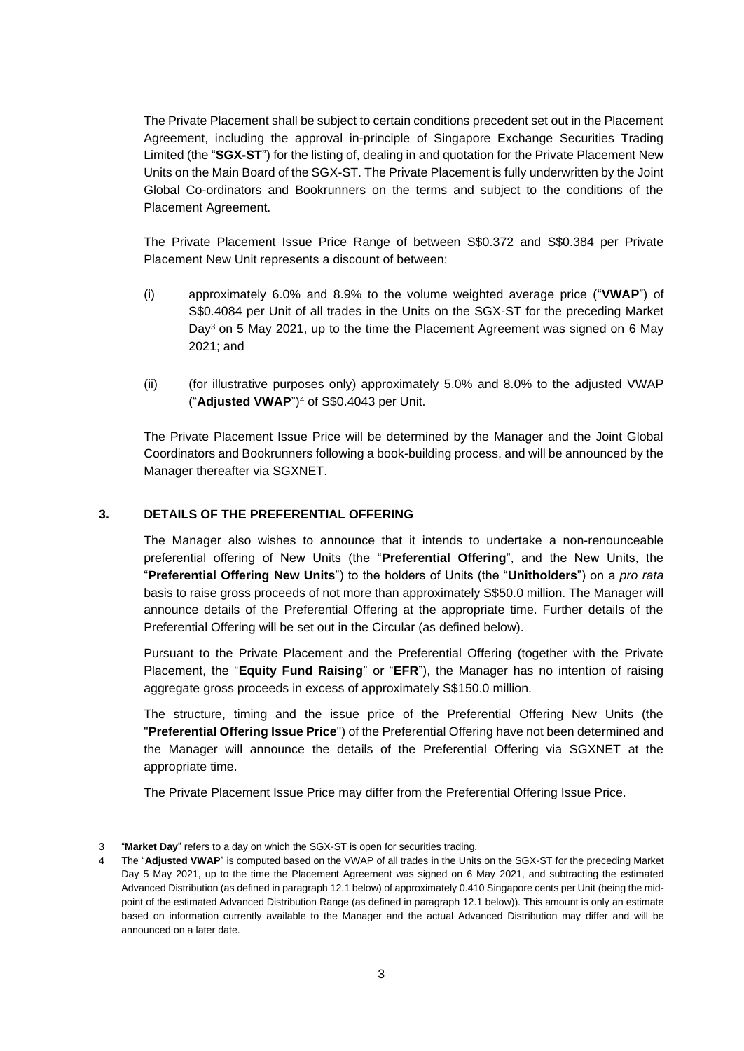The Private Placement shall be subject to certain conditions precedent set out in the Placement Agreement, including the approval in-principle of Singapore Exchange Securities Trading Limited (the "**SGX-ST**") for the listing of, dealing in and quotation for the Private Placement New Units on the Main Board of the SGX-ST. The Private Placement is fully underwritten by the Joint Global Co-ordinators and Bookrunners on the terms and subject to the conditions of the Placement Agreement.

The Private Placement Issue Price Range of between S$0.372 and S$0.384 per Private Placement New Unit represents a discount of between:

(i) approximately 6.0% and 8.9% to the volume weighted average price ("**VWAP**") of S$0.4084 per Unit of all trades in the Units on the SGX-ST for the preceding Market Day[3] on 5 May 2021, up to the time the Placement Agreement was signed on 6 May 2021; and

(ii) (for illustrative purposes only) approximately 5.0% and 8.0% to the adjusted VWAP ("**Adjusted VWAP**")[4] of S$0.4043 per Unit.

The Private Placement Issue Price will be determined by the Manager and the Joint Global Coordinators and Bookrunners following a book-building process, and will be announced by the Manager thereafter via SGXNET.

## 3. DETAILS OF THE PREFERENTIAL OFFERING

The Manager also wishes to announce that it intends to undertake a non-renounceable preferential offering of New Units (the "**Preferential Offering**", and the New Units, the "**Preferential Offering New Units**") to the holders of Units (the "**Unitholders**") on a *pro rata* basis to raise gross proceeds of not more than approximately S$50.0 million. The Manager will announce details of the Preferential Offering at the appropriate time. Further details of the Preferential Offering will be set out in the Circular (as defined below).

Pursuant to the Private Placement and the Preferential Offering (together with the Private Placement, the "**Equity Fund Raising**" or "**EFR**"), the Manager has no intention of raising aggregate gross proceeds in excess of approximately S$150.0 million.

The structure, timing and the issue price of the Preferential Offering New Units (the "**Preferential Offering Issue Price**") of the Preferential Offering have not been determined and the Manager will announce the details of the Preferential Offering via SGXNET at the appropriate time.

The Private Placement Issue Price may differ from the Preferential Offering Issue Price.

---

3 "**Market Day**" refers to a day on which the SGX-ST is open for securities trading.

4 The "**Adjusted VWAP**" is computed based on the VWAP of all trades in the Units on the SGX-ST for the preceding Market Day 5 May 2021, up to the time the Placement Agreement was signed on 6 May 2021, and subtracting the estimated Advanced Distribution (as defined in paragraph 12.1 below) of approximately 0.410 Singapore cents per Unit (being the mid-point of the estimated Advanced Distribution Range (as defined in paragraph 12.1 below)). This amount is only an estimate based on information currently available to the Manager and the actual Advanced Distribution may differ and will be announced on a later date.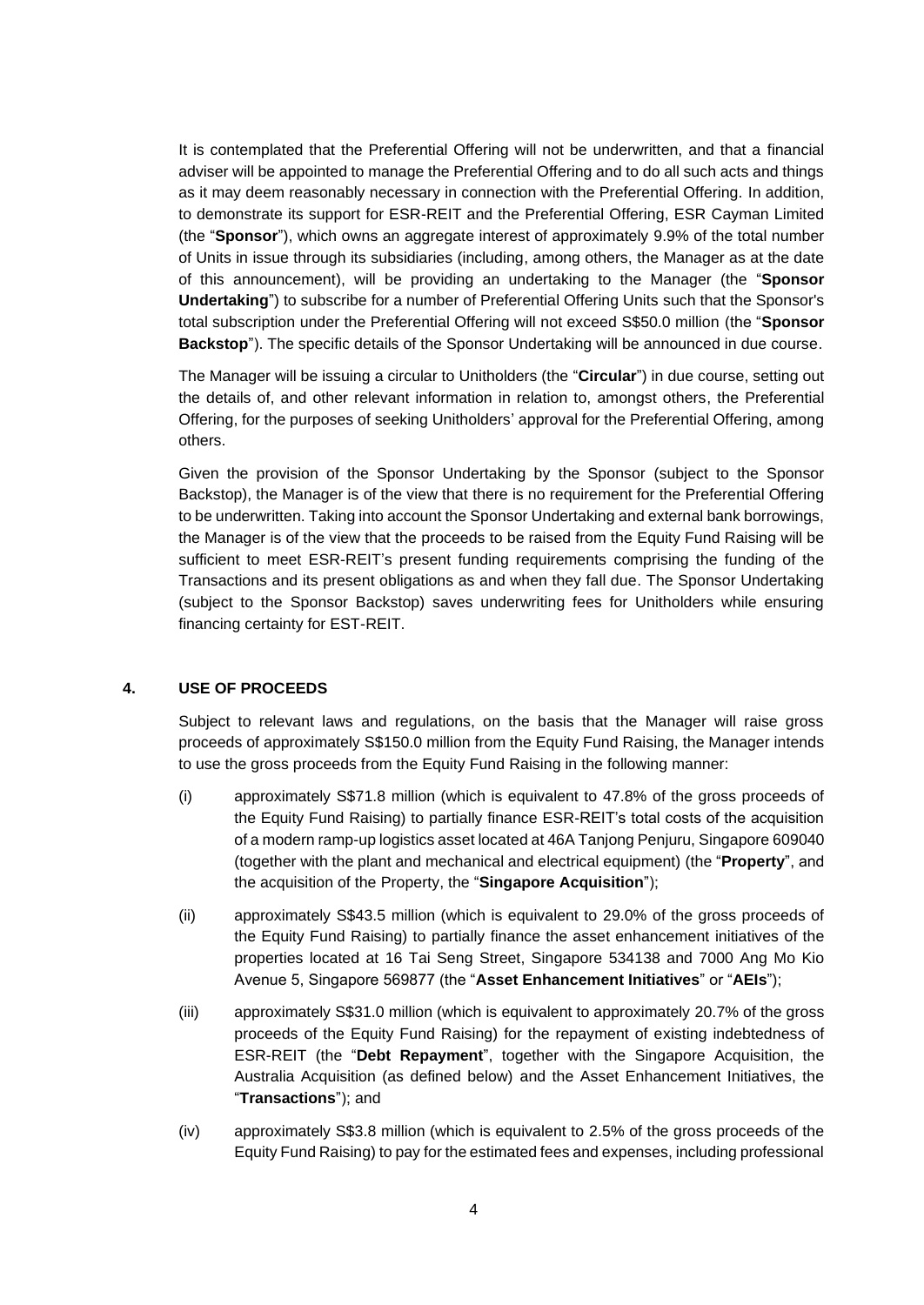It is contemplated that the Preferential Offering will not be underwritten, and that a financial adviser will be appointed to manage the Preferential Offering and to do all such acts and things as it may deem reasonably necessary in connection with the Preferential Offering. In addition, to demonstrate its support for ESR-REIT and the Preferential Offering, ESR Cayman Limited (the "**Sponsor**"), which owns an aggregate interest of approximately 9.9% of the total number of Units in issue through its subsidiaries (including, among others, the Manager as at the date of this announcement), will be providing an undertaking to the Manager (the "**Sponsor Undertaking**") to subscribe for a number of Preferential Offering Units such that the Sponsor's total subscription under the Preferential Offering will not exceed S$50.0 million (the "**Sponsor Backstop**"). The specific details of the Sponsor Undertaking will be announced in due course.

The Manager will be issuing a circular to Unitholders (the "**Circular**") in due course, setting out the details of, and other relevant information in relation to, amongst others, the Preferential Offering, for the purposes of seeking Unitholders' approval for the Preferential Offering, among others.

Given the provision of the Sponsor Undertaking by the Sponsor (subject to the Sponsor Backstop), the Manager is of the view that there is no requirement for the Preferential Offering to be underwritten. Taking into account the Sponsor Undertaking and external bank borrowings, the Manager is of the view that the proceeds to be raised from the Equity Fund Raising will be sufficient to meet ESR-REIT's present funding requirements comprising the funding of the Transactions and its present obligations as and when they fall due. The Sponsor Undertaking (subject to the Sponsor Backstop) saves underwriting fees for Unitholders while ensuring financing certainty for EST-REIT.

## 4. USE OF PROCEEDS

Subject to relevant laws and regulations, on the basis that the Manager will raise gross proceeds of approximately S$150.0 million from the Equity Fund Raising, the Manager intends to use the gross proceeds from the Equity Fund Raising in the following manner:

(i) approximately S$71.8 million (which is equivalent to 47.8% of the gross proceeds of the Equity Fund Raising) to partially finance ESR-REIT's total costs of the acquisition of a modern ramp-up logistics asset located at 46A Tanjong Penjuru, Singapore 609040 (together with the plant and mechanical and electrical equipment) (the "**Property**", and the acquisition of the Property, the "**Singapore Acquisition**");

(ii) approximately S$43.5 million (which is equivalent to 29.0% of the gross proceeds of the Equity Fund Raising) to partially finance the asset enhancement initiatives of the properties located at 16 Tai Seng Street, Singapore 534138 and 7000 Ang Mo Kio Avenue 5, Singapore 569877 (the "**Asset Enhancement Initiatives**" or "**AEIs**");

(iii) approximately S$31.0 million (which is equivalent to approximately 20.7% of the gross proceeds of the Equity Fund Raising) for the repayment of existing indebtedness of ESR-REIT (the "**Debt Repayment**", together with the Singapore Acquisition, the Australia Acquisition (as defined below) and the Asset Enhancement Initiatives, the "**Transactions**"); and

(iv) approximately S$3.8 million (which is equivalent to 2.5% of the gross proceeds of the Equity Fund Raising) to pay for the estimated fees and expenses, including professional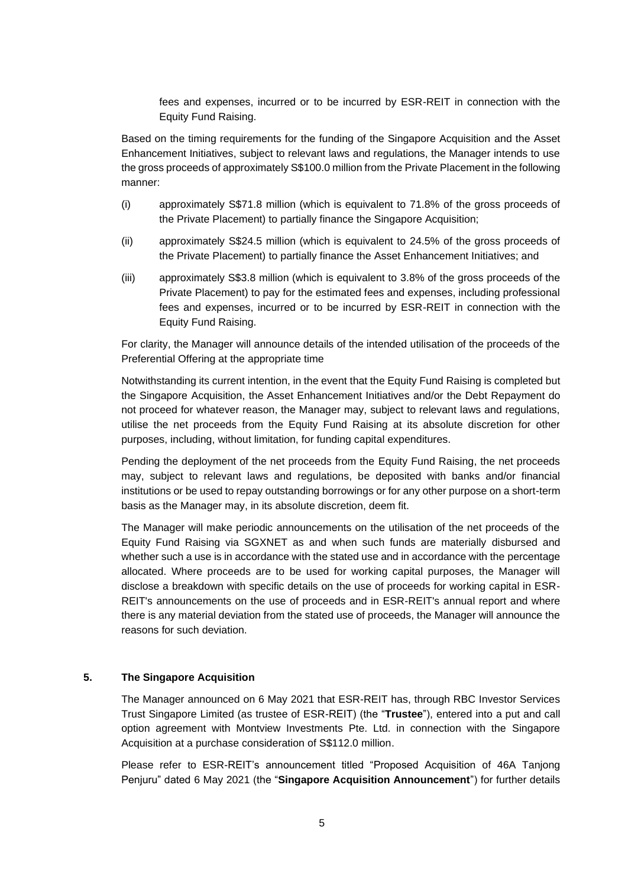fees and expenses, incurred or to be incurred by ESR-REIT in connection with the Equity Fund Raising.

Based on the timing requirements for the funding of the Singapore Acquisition and the Asset Enhancement Initiatives, subject to relevant laws and regulations, the Manager intends to use the gross proceeds of approximately S$100.0 million from the Private Placement in the following manner:

(i) approximately S$71.8 million (which is equivalent to 71.8% of the gross proceeds of the Private Placement) to partially finance the Singapore Acquisition;

(ii) approximately S$24.5 million (which is equivalent to 24.5% of the gross proceeds of the Private Placement) to partially finance the Asset Enhancement Initiatives; and

(iii) approximately S$3.8 million (which is equivalent to 3.8% of the gross proceeds of the Private Placement) to pay for the estimated fees and expenses, including professional fees and expenses, incurred or to be incurred by ESR-REIT in connection with the Equity Fund Raising.

For clarity, the Manager will announce details of the intended utilisation of the proceeds of the Preferential Offering at the appropriate time

Notwithstanding its current intention, in the event that the Equity Fund Raising is completed but the Singapore Acquisition, the Asset Enhancement Initiatives and/or the Debt Repayment do not proceed for whatever reason, the Manager may, subject to relevant laws and regulations, utilise the net proceeds from the Equity Fund Raising at its absolute discretion for other purposes, including, without limitation, for funding capital expenditures.

Pending the deployment of the net proceeds from the Equity Fund Raising, the net proceeds may, subject to relevant laws and regulations, be deposited with banks and/or financial institutions or be used to repay outstanding borrowings or for any other purpose on a short-term basis as the Manager may, in its absolute discretion, deem fit.

The Manager will make periodic announcements on the utilisation of the net proceeds of the Equity Fund Raising via SGXNET as and when such funds are materially disbursed and whether such a use is in accordance with the stated use and in accordance with the percentage allocated. Where proceeds are to be used for working capital purposes, the Manager will disclose a breakdown with specific details on the use of proceeds for working capital in ESR-REIT's announcements on the use of proceeds and in ESR-REIT's annual report and where there is any material deviation from the stated use of proceeds, the Manager will announce the reasons for such deviation.

## 5. The Singapore Acquisition

The Manager announced on 6 May 2021 that ESR-REIT has, through RBC Investor Services Trust Singapore Limited (as trustee of ESR-REIT) (the "**Trustee**"), entered into a put and call option agreement with Montview Investments Pte. Ltd. in connection with the Singapore Acquisition at a purchase consideration of S$112.0 million.

Please refer to ESR-REIT's announcement titled "Proposed Acquisition of 46A Tanjong Penjuru" dated 6 May 2021 (the "**Singapore Acquisition Announcement**") for further details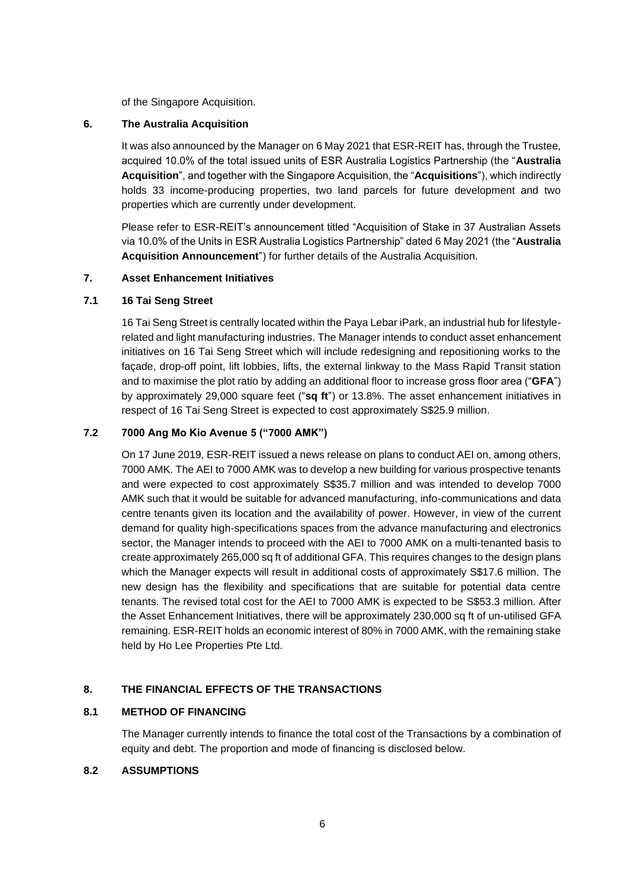of the Singapore Acquisition.

## 6. The Australia Acquisition

It was also announced by the Manager on 6 May 2021 that ESR-REIT has, through the Trustee, acquired 10.0% of the total issued units of ESR Australia Logistics Partnership (the "**Australia Acquisition**", and together with the Singapore Acquisition, the "**Acquisitions**"), which indirectly holds 33 income-producing properties, two land parcels for future development and two properties which are currently under development.

Please refer to ESR-REIT's announcement titled "Acquisition of Stake in 37 Australian Assets via 10.0% of the Units in ESR Australia Logistics Partnership" dated 6 May 2021 (the "**Australia Acquisition Announcement**") for further details of the Australia Acquisition.

## 7. Asset Enhancement Initiatives

### 7.1 16 Tai Seng Street

16 Tai Seng Street is centrally located within the Paya Lebar iPark, an industrial hub for lifestyle-related and light manufacturing industries. The Manager intends to conduct asset enhancement initiatives on 16 Tai Seng Street which will include redesigning and repositioning works to the façade, drop-off point, lift lobbies, lifts, the external linkway to the Mass Rapid Transit station and to maximise the plot ratio by adding an additional floor to increase gross floor area ("**GFA**") by approximately 29,000 square feet ("**sq ft**") or 13.8%. The asset enhancement initiatives in respect of 16 Tai Seng Street is expected to cost approximately S$25.9 million.

### 7.2 7000 Ang Mo Kio Avenue 5 ("7000 AMK")

On 17 June 2019, ESR-REIT issued a news release on plans to conduct AEI on, among others, 7000 AMK. The AEI to 7000 AMK was to develop a new building for various prospective tenants and were expected to cost approximately S$35.7 million and was intended to develop 7000 AMK such that it would be suitable for advanced manufacturing, info-communications and data centre tenants given its location and the availability of power. However, in view of the current demand for quality high-specifications spaces from the advance manufacturing and electronics sector, the Manager intends to proceed with the AEI to 7000 AMK on a multi-tenanted basis to create approximately 265,000 sq ft of additional GFA. This requires changes to the design plans which the Manager expects will result in additional costs of approximately S$17.6 million. The new design has the flexibility and specifications that are suitable for potential data centre tenants. The revised total cost for the AEI to 7000 AMK is expected to be S$53.3 million. After the Asset Enhancement Initiatives, there will be approximately 230,000 sq ft of un-utilised GFA remaining. ESR-REIT holds an economic interest of 80% in 7000 AMK, with the remaining stake held by Ho Lee Properties Pte Ltd.

## 8. THE FINANCIAL EFFECTS OF THE TRANSACTIONS

### 8.1 METHOD OF FINANCING

The Manager currently intends to finance the total cost of the Transactions by a combination of equity and debt. The proportion and mode of financing is disclosed below.

### 8.2 ASSUMPTIONS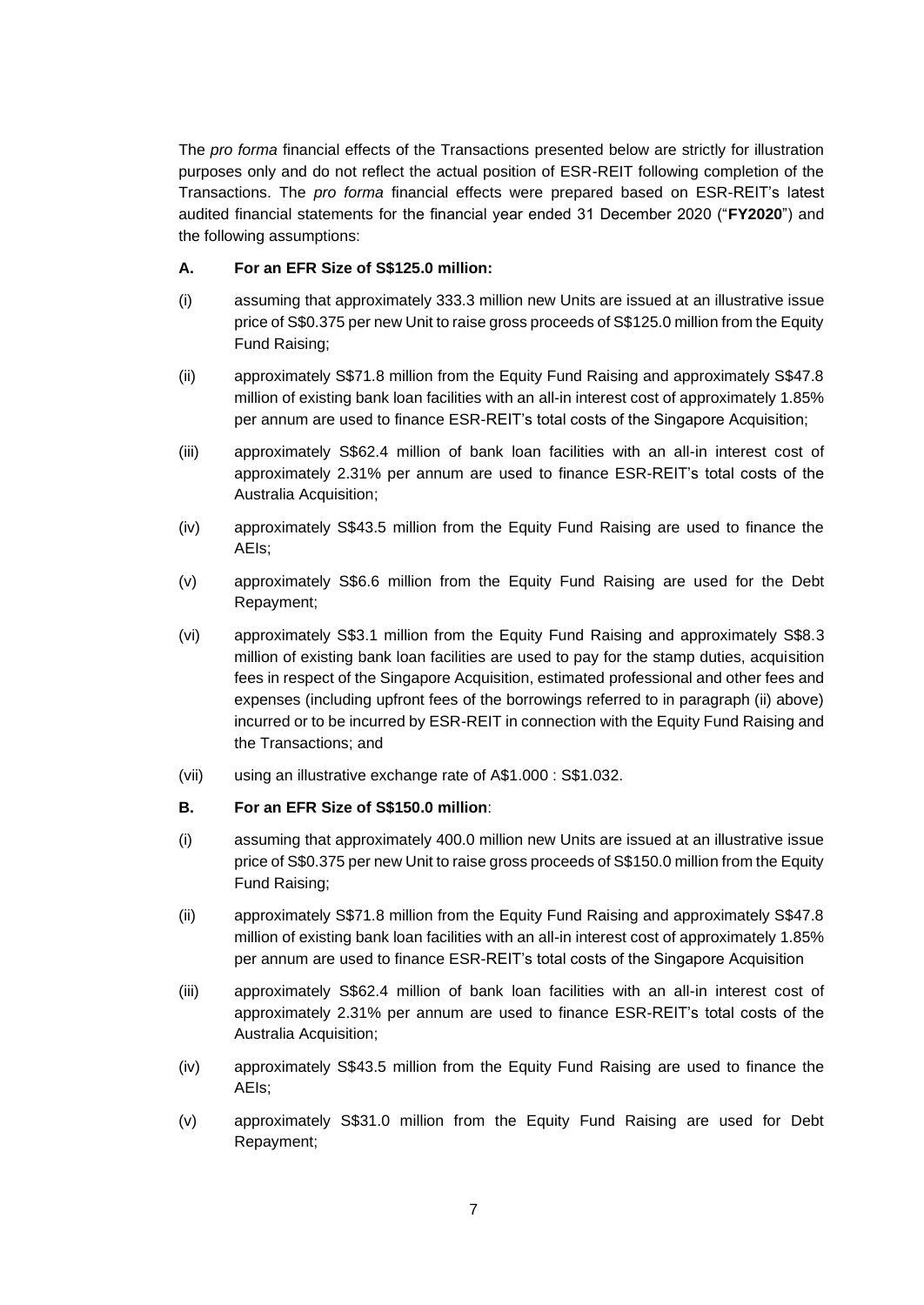The *pro forma* financial effects of the Transactions presented below are strictly for illustration purposes only and do not reflect the actual position of ESR-REIT following completion of the Transactions. The *pro forma* financial effects were prepared based on ESR-REIT's latest audited financial statements for the financial year ended 31 December 2020 ("**FY2020**") and the following assumptions:

**A. For an EFR Size of S$125.0 million:**

(i) assuming that approximately 333.3 million new Units are issued at an illustrative issue price of S$0.375 per new Unit to raise gross proceeds of S$125.0 million from the Equity Fund Raising;

(ii) approximately S$71.8 million from the Equity Fund Raising and approximately S$47.8 million of existing bank loan facilities with an all-in interest cost of approximately 1.85% per annum are used to finance ESR-REIT's total costs of the Singapore Acquisition;

(iii) approximately S$62.4 million of bank loan facilities with an all-in interest cost of approximately 2.31% per annum are used to finance ESR-REIT's total costs of the Australia Acquisition;

(iv) approximately S$43.5 million from the Equity Fund Raising are used to finance the AEIs;

(v) approximately S$6.6 million from the Equity Fund Raising are used for the Debt Repayment;

(vi) approximately S$3.1 million from the Equity Fund Raising and approximately S$8.3 million of existing bank loan facilities are used to pay for the stamp duties, acquisition fees in respect of the Singapore Acquisition, estimated professional and other fees and expenses (including upfront fees of the borrowings referred to in paragraph (ii) above) incurred or to be incurred by ESR-REIT in connection with the Equity Fund Raising and the Transactions; and

(vii) using an illustrative exchange rate of A$1.000 : S$1.032.

**B. For an EFR Size of S$150.0 million**:

(i) assuming that approximately 400.0 million new Units are issued at an illustrative issue price of S$0.375 per new Unit to raise gross proceeds of S$150.0 million from the Equity Fund Raising;

(ii) approximately S$71.8 million from the Equity Fund Raising and approximately S$47.8 million of existing bank loan facilities with an all-in interest cost of approximately 1.85% per annum are used to finance ESR-REIT's total costs of the Singapore Acquisition

(iii) approximately S$62.4 million of bank loan facilities with an all-in interest cost of approximately 2.31% per annum are used to finance ESR-REIT's total costs of the Australia Acquisition;

(iv) approximately S$43.5 million from the Equity Fund Raising are used to finance the AEIs;

(v) approximately S$31.0 million from the Equity Fund Raising are used for Debt Repayment;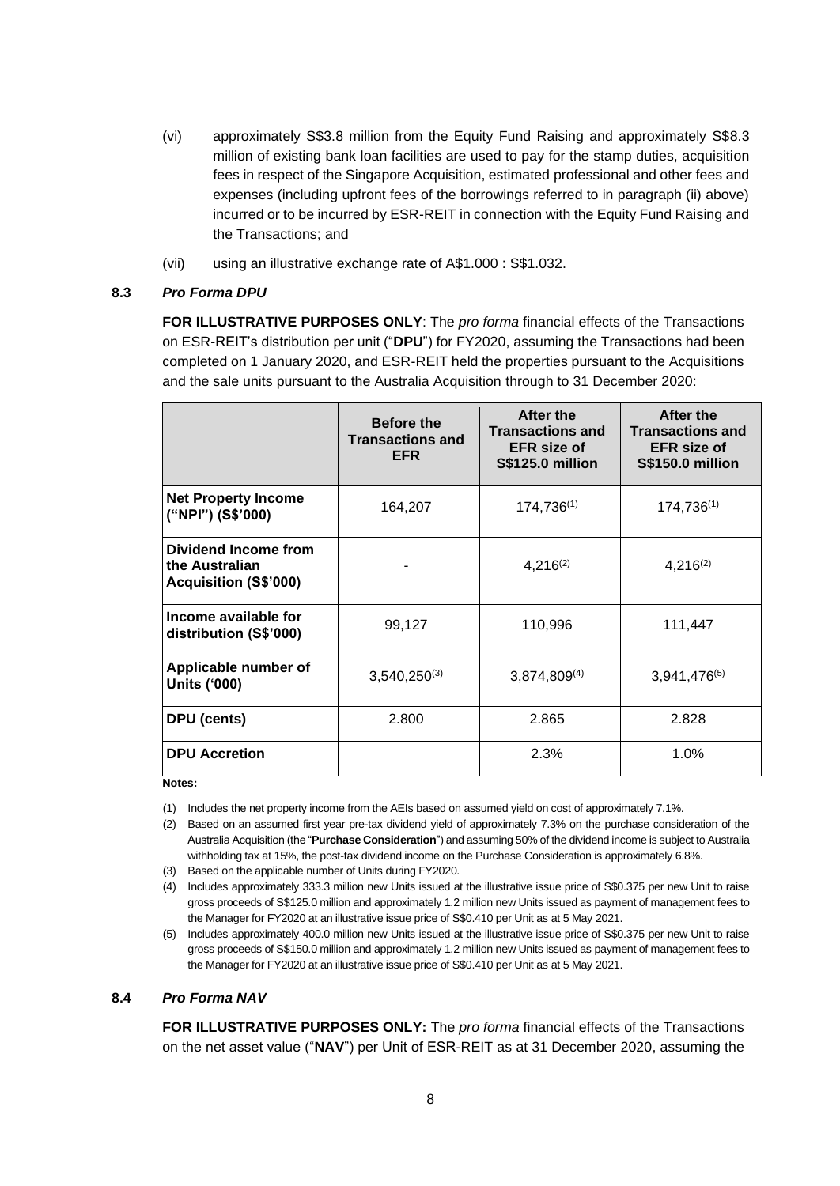(vi) approximately S$3.8 million from the Equity Fund Raising and approximately S$8.3 million of existing bank loan facilities are used to pay for the stamp duties, acquisition fees in respect of the Singapore Acquisition, estimated professional and other fees and expenses (including upfront fees of the borrowings referred to in paragraph (ii) above) incurred or to be incurred by ESR-REIT in connection with the Equity Fund Raising and the Transactions; and

(vii) using an illustrative exchange rate of A$1.000 : S$1.032.

### 8.3 *Pro Forma DPU*

**FOR ILLUSTRATIVE PURPOSES ONLY**: The *pro forma* financial effects of the Transactions on ESR-REIT's distribution per unit ("**DPU**") for FY2020, assuming the Transactions had been completed on 1 January 2020, and ESR-REIT held the properties pursuant to the Acquisitions and the sale units pursuant to the Australia Acquisition through to 31 December 2020:

| | **Before the Transactions and EFR** | **After the Transactions and EFR size of S$125.0 million** | **After the Transactions and EFR size of S$150.0 million** |
|---|---|---|---|
| **Net Property Income ("NPI") (S$'000)** | 164,207 | 174,736[(1)] | 174,736[(1)] |
| **Dividend Income from the Australian Acquisition (S$'000)** | - | 4,216[(2)] | 4,216[(2)] |
| **Income available for distribution (S$'000)** | 99,127 | 110,996 | 111,447 |
| **Applicable number of Units ('000)** | 3,540,250[(3)] | 3,874,809[(4)] | 3,941,476[(5)] |
| **DPU (cents)** | 2.800 | 2.865 | 2.828 |
| **DPU Accretion** | | 2.3% | 1.0% |

**Notes:**

(1) Includes the net property income from the AEIs based on assumed yield on cost of approximately 7.1%.

(2) Based on an assumed first year pre-tax dividend yield of approximately 7.3% on the purchase consideration of the Australia Acquisition (the "**Purchase Consideration**") and assuming 50% of the dividend income is subject to Australia withholding tax at 15%, the post-tax dividend income on the Purchase Consideration is approximately 6.8%.

(3) Based on the applicable number of Units during FY2020.

(4) Includes approximately 333.3 million new Units issued at the illustrative issue price of S$0.375 per new Unit to raise gross proceeds of S$125.0 million and approximately 1.2 million new Units issued as payment of management fees to the Manager for FY2020 at an illustrative issue price of S$0.410 per Unit as at 5 May 2021.

(5) Includes approximately 400.0 million new Units issued at the illustrative issue price of S$0.375 per new Unit to raise gross proceeds of S$150.0 million and approximately 1.2 million new Units issued as payment of management fees to the Manager for FY2020 at an illustrative issue price of S$0.410 per Unit as at 5 May 2021.

### 8.4 *Pro Forma NAV*

**FOR ILLUSTRATIVE PURPOSES ONLY:** The *pro forma* financial effects of the Transactions on the net asset value ("**NAV**") per Unit of ESR-REIT as at 31 December 2020, assuming the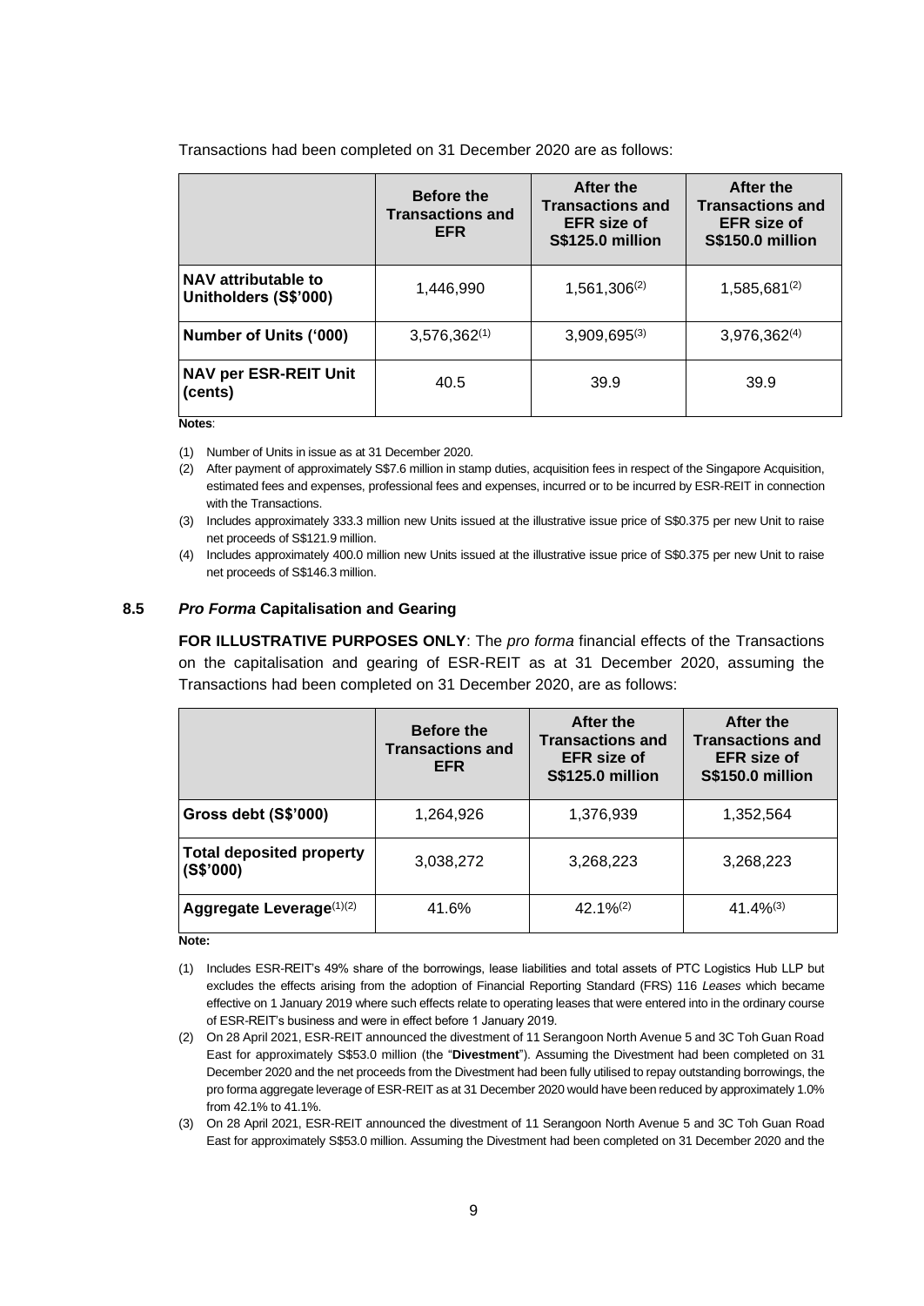Transactions had been completed on 31 December 2020 are as follows:

| | Before the Transactions and EFR | After the Transactions and EFR size of S$125.0 million | After the Transactions and EFR size of S$150.0 million |
|---|---|---|---|
| **NAV attributable to Unitholders (S$'000)** | 1,446,990 | 1,561,306(2) | 1,585,681(2) |
| **Number of Units ('000)** | 3,576,362(1) | 3,909,695(3) | 3,976,362(4) |
| **NAV per ESR-REIT Unit (cents)** | 40.5 | 39.9 | 39.9 |

**Notes**:

(1) Number of Units in issue as at 31 December 2020.

(2) After payment of approximately S$7.6 million in stamp duties, acquisition fees in respect of the Singapore Acquisition, estimated fees and expenses, professional fees and expenses, incurred or to be incurred by ESR-REIT in connection with the Transactions.

(3) Includes approximately 333.3 million new Units issued at the illustrative issue price of S$0.375 per new Unit to raise net proceeds of S$121.9 million.

(4) Includes approximately 400.0 million new Units issued at the illustrative issue price of S$0.375 per new Unit to raise net proceeds of S$146.3 million.

### 8.5 *Pro Forma* Capitalisation and Gearing

**FOR ILLUSTRATIVE PURPOSES ONLY**: The *pro forma* financial effects of the Transactions on the capitalisation and gearing of ESR-REIT as at 31 December 2020, assuming the Transactions had been completed on 31 December 2020, are as follows:

| | Before the Transactions and EFR | After the Transactions and EFR size of S$125.0 million | After the Transactions and EFR size of S$150.0 million |
|---|---|---|---|
| **Gross debt (S$'000)** | 1,264,926 | 1,376,939 | 1,352,564 |
| **Total deposited property (S$'000)** | 3,038,272 | 3,268,223 | 3,268,223 |
| **Aggregate Leverage(1)(2)** | 41.6% | 42.1%(2) | 41.4%(3) |

**Note:**

(1) Includes ESR-REIT's 49% share of the borrowings, lease liabilities and total assets of PTC Logistics Hub LLP but excludes the effects arising from the adoption of Financial Reporting Standard (FRS) 116 *Leases* which became effective on 1 January 2019 where such effects relate to operating leases that were entered into in the ordinary course of ESR-REIT's business and were in effect before 1 January 2019.

(2) On 28 April 2021, ESR-REIT announced the divestment of 11 Serangoon North Avenue 5 and 3C Toh Guan Road East for approximately S$53.0 million (the "**Divestment**"). Assuming the Divestment had been completed on 31 December 2020 and the net proceeds from the Divestment had been fully utilised to repay outstanding borrowings, the pro forma aggregate leverage of ESR-REIT as at 31 December 2020 would have been reduced by approximately 1.0% from 42.1% to 41.1%.

(3) On 28 April 2021, ESR-REIT announced the divestment of 11 Serangoon North Avenue 5 and 3C Toh Guan Road East for approximately S$53.0 million. Assuming the Divestment had been completed on 31 December 2020 and the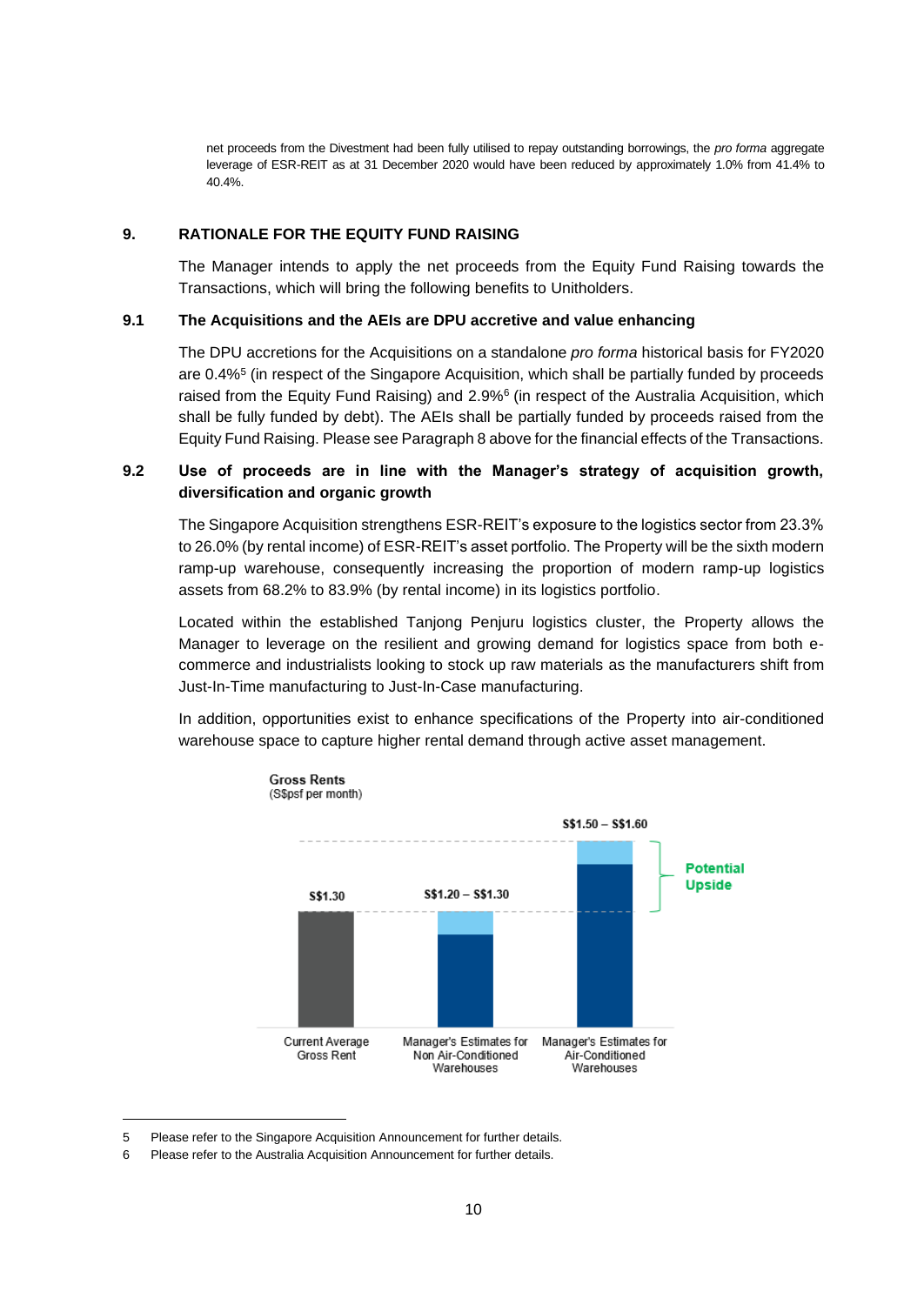net proceeds from the Divestment had been fully utilised to repay outstanding borrowings, the *pro forma* aggregate leverage of ESR-REIT as at 31 December 2020 would have been reduced by approximately 1.0% from 41.4% to 40.4%.

## 9. RATIONALE FOR THE EQUITY FUND RAISING

The Manager intends to apply the net proceeds from the Equity Fund Raising towards the Transactions, which will bring the following benefits to Unitholders.

### 9.1 The Acquisitions and the AEIs are DPU accretive and value enhancing

The DPU accretions for the Acquisitions on a standalone *pro forma* historical basis for FY2020 are 0.4%[5] (in respect of the Singapore Acquisition, which shall be partially funded by proceeds raised from the Equity Fund Raising) and 2.9%[6] (in respect of the Australia Acquisition, which shall be fully funded by debt). The AEIs shall be partially funded by proceeds raised from the Equity Fund Raising. Please see Paragraph 8 above for the financial effects of the Transactions.

### 9.2 Use of proceeds are in line with the Manager's strategy of acquisition growth, diversification and organic growth

The Singapore Acquisition strengthens ESR-REIT's exposure to the logistics sector from 23.3% to 26.0% (by rental income) of ESR-REIT's asset portfolio. The Property will be the sixth modern ramp-up warehouse, consequently increasing the proportion of modern ramp-up logistics assets from 68.2% to 83.9% (by rental income) in its logistics portfolio.

Located within the established Tanjong Penjuru logistics cluster, the Property allows the Manager to leverage on the resilient and growing demand for logistics space from both e-commerce and industrialists looking to stock up raw materials as the manufacturers shift from Just-In-Time manufacturing to Just-In-Case manufacturing.

In addition, opportunities exist to enhance specifications of the Property into air-conditioned warehouse space to capture higher rental demand through active asset management.

**Gross Rents**
(S$psf per month)

| | Current Average Gross Rent | Manager's Estimates for Non Air-Conditioned Warehouses | Manager's Estimates for Air-Conditioned Warehouses |
|---|---|---|---|
| Gross Rents | S$1.30 | S$1.20 – S$1.30 | S$1.50 – S$1.60 |

Potential Upside

---

5 Please refer to the Singapore Acquisition Announcement for further details.

6 Please refer to the Australia Acquisition Announcement for further details.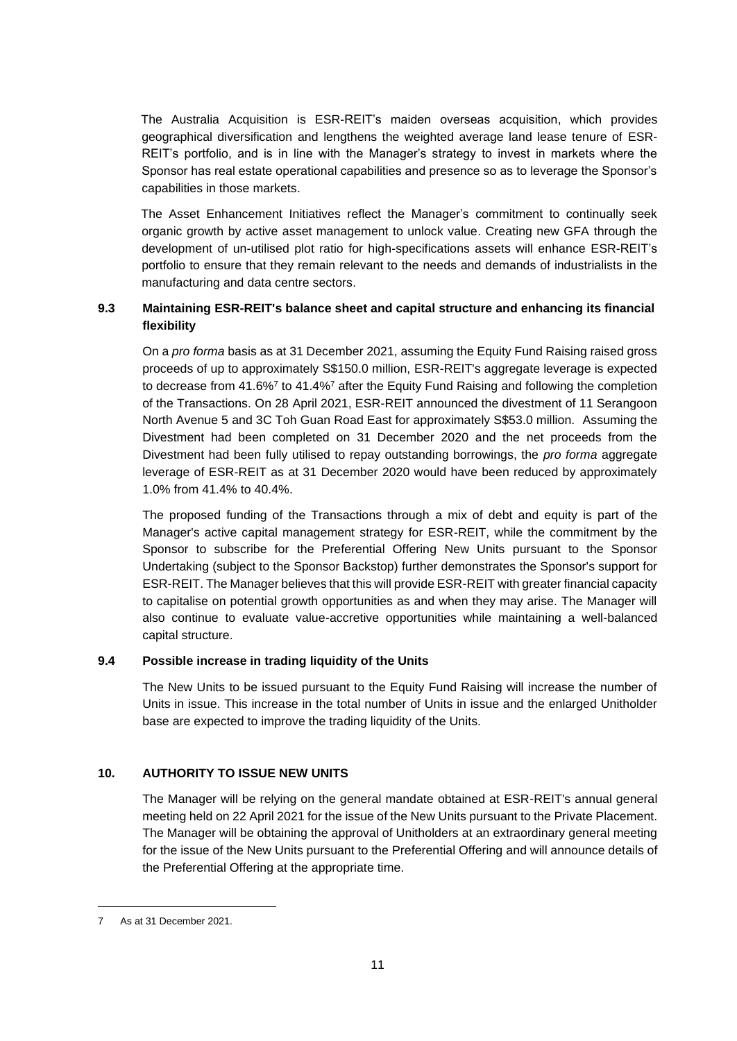The Australia Acquisition is ESR-REIT's maiden overseas acquisition, which provides geographical diversification and lengthens the weighted average land lease tenure of ESR-REIT's portfolio, and is in line with the Manager's strategy to invest in markets where the Sponsor has real estate operational capabilities and presence so as to leverage the Sponsor's capabilities in those markets.

The Asset Enhancement Initiatives reflect the Manager's commitment to continually seek organic growth by active asset management to unlock value. Creating new GFA through the development of un-utilised plot ratio for high-specifications assets will enhance ESR-REIT's portfolio to ensure that they remain relevant to the needs and demands of industrialists in the manufacturing and data centre sectors.

### 9.3 Maintaining ESR-REIT's balance sheet and capital structure and enhancing its financial flexibility

On a *pro forma* basis as at 31 December 2021, assuming the Equity Fund Raising raised gross proceeds of up to approximately S$150.0 million, ESR-REIT's aggregate leverage is expected to decrease from 41.6%[7] to 41.4%[7] after the Equity Fund Raising and following the completion of the Transactions. On 28 April 2021, ESR-REIT announced the divestment of 11 Serangoon North Avenue 5 and 3C Toh Guan Road East for approximately S$53.0 million. Assuming the Divestment had been completed on 31 December 2020 and the net proceeds from the Divestment had been fully utilised to repay outstanding borrowings, the *pro forma* aggregate leverage of ESR-REIT as at 31 December 2020 would have been reduced by approximately 1.0% from 41.4% to 40.4%.

The proposed funding of the Transactions through a mix of debt and equity is part of the Manager's active capital management strategy for ESR-REIT, while the commitment by the Sponsor to subscribe for the Preferential Offering New Units pursuant to the Sponsor Undertaking (subject to the Sponsor Backstop) further demonstrates the Sponsor's support for ESR-REIT. The Manager believes that this will provide ESR-REIT with greater financial capacity to capitalise on potential growth opportunities as and when they may arise. The Manager will also continue to evaluate value-accretive opportunities while maintaining a well-balanced capital structure.

### 9.4 Possible increase in trading liquidity of the Units

The New Units to be issued pursuant to the Equity Fund Raising will increase the number of Units in issue. This increase in the total number of Units in issue and the enlarged Unitholder base are expected to improve the trading liquidity of the Units.

## 10. AUTHORITY TO ISSUE NEW UNITS

The Manager will be relying on the general mandate obtained at ESR-REIT's annual general meeting held on 22 April 2021 for the issue of the New Units pursuant to the Private Placement. The Manager will be obtaining the approval of Unitholders at an extraordinary general meeting for the issue of the New Units pursuant to the Preferential Offering and will announce details of the Preferential Offering at the appropriate time.

---

7 As at 31 December 2021.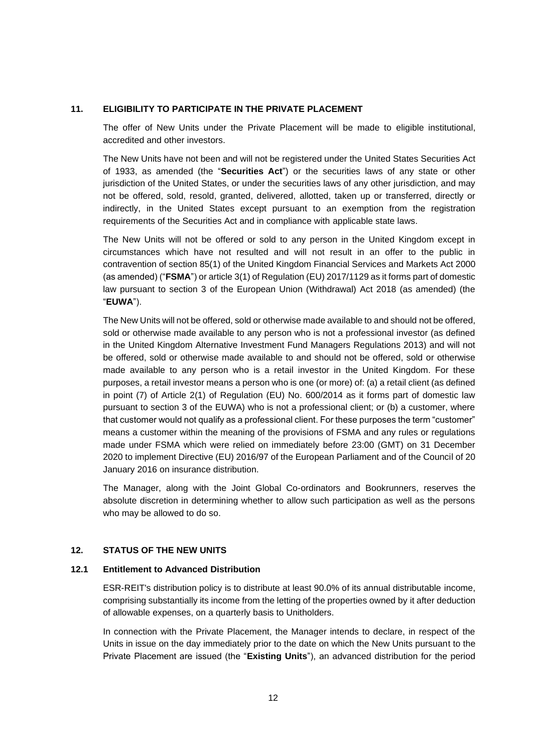## 11. ELIGIBILITY TO PARTICIPATE IN THE PRIVATE PLACEMENT

The offer of New Units under the Private Placement will be made to eligible institutional, accredited and other investors.

The New Units have not been and will not be registered under the United States Securities Act of 1933, as amended (the "**Securities Act**") or the securities laws of any state or other jurisdiction of the United States, or under the securities laws of any other jurisdiction, and may not be offered, sold, resold, granted, delivered, allotted, taken up or transferred, directly or indirectly, in the United States except pursuant to an exemption from the registration requirements of the Securities Act and in compliance with applicable state laws.

The New Units will not be offered or sold to any person in the United Kingdom except in circumstances which have not resulted and will not result in an offer to the public in contravention of section 85(1) of the United Kingdom Financial Services and Markets Act 2000 (as amended) ("**FSMA**") or article 3(1) of Regulation (EU) 2017/1129 as it forms part of domestic law pursuant to section 3 of the European Union (Withdrawal) Act 2018 (as amended) (the "**EUWA**").

The New Units will not be offered, sold or otherwise made available to and should not be offered, sold or otherwise made available to any person who is not a professional investor (as defined in the United Kingdom Alternative Investment Fund Managers Regulations 2013) and will not be offered, sold or otherwise made available to and should not be offered, sold or otherwise made available to any person who is a retail investor in the United Kingdom. For these purposes, a retail investor means a person who is one (or more) of: (a) a retail client (as defined in point (7) of Article 2(1) of Regulation (EU) No. 600/2014 as it forms part of domestic law pursuant to section 3 of the EUWA) who is not a professional client; or (b) a customer, where that customer would not qualify as a professional client. For these purposes the term "customer" means a customer within the meaning of the provisions of FSMA and any rules or regulations made under FSMA which were relied on immediately before 23:00 (GMT) on 31 December 2020 to implement Directive (EU) 2016/97 of the European Parliament and of the Council of 20 January 2016 on insurance distribution.

The Manager, along with the Joint Global Co-ordinators and Bookrunners, reserves the absolute discretion in determining whether to allow such participation as well as the persons who may be allowed to do so.

## 12. STATUS OF THE NEW UNITS

### 12.1 Entitlement to Advanced Distribution

ESR-REIT's distribution policy is to distribute at least 90.0% of its annual distributable income, comprising substantially its income from the letting of the properties owned by it after deduction of allowable expenses, on a quarterly basis to Unitholders.

In connection with the Private Placement, the Manager intends to declare, in respect of the Units in issue on the day immediately prior to the date on which the New Units pursuant to the Private Placement are issued (the "**Existing Units**"), an advanced distribution for the period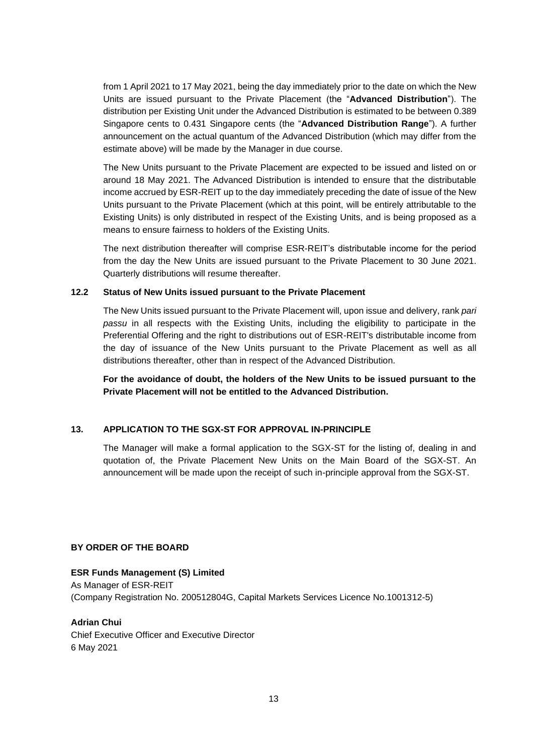from 1 April 2021 to 17 May 2021, being the day immediately prior to the date on which the New Units are issued pursuant to the Private Placement (the "**Advanced Distribution**"). The distribution per Existing Unit under the Advanced Distribution is estimated to be between 0.389 Singapore cents to 0.431 Singapore cents (the "**Advanced Distribution Range**"). A further announcement on the actual quantum of the Advanced Distribution (which may differ from the estimate above) will be made by the Manager in due course.

The New Units pursuant to the Private Placement are expected to be issued and listed on or around 18 May 2021. The Advanced Distribution is intended to ensure that the distributable income accrued by ESR-REIT up to the day immediately preceding the date of issue of the New Units pursuant to the Private Placement (which at this point, will be entirely attributable to the Existing Units) is only distributed in respect of the Existing Units, and is being proposed as a means to ensure fairness to holders of the Existing Units.

The next distribution thereafter will comprise ESR-REIT's distributable income for the period from the day the New Units are issued pursuant to the Private Placement to 30 June 2021. Quarterly distributions will resume thereafter.

### 12.2 Status of New Units issued pursuant to the Private Placement

The New Units issued pursuant to the Private Placement will, upon issue and delivery, rank *pari passu* in all respects with the Existing Units, including the eligibility to participate in the Preferential Offering and the right to distributions out of ESR-REIT's distributable income from the day of issuance of the New Units pursuant to the Private Placement as well as all distributions thereafter, other than in respect of the Advanced Distribution.

**For the avoidance of doubt, the holders of the New Units to be issued pursuant to the Private Placement will not be entitled to the Advanced Distribution.**

## 13. APPLICATION TO THE SGX-ST FOR APPROVAL IN-PRINCIPLE

The Manager will make a formal application to the SGX-ST for the listing of, dealing in and quotation of, the Private Placement New Units on the Main Board of the SGX-ST. An announcement will be made upon the receipt of such in-principle approval from the SGX-ST.

**BY ORDER OF THE BOARD**

**ESR Funds Management (S) Limited**
As Manager of ESR-REIT
(Company Registration No. 200512804G, Capital Markets Services Licence No.1001312-5)

**Adrian Chui**
Chief Executive Officer and Executive Director
6 May 2021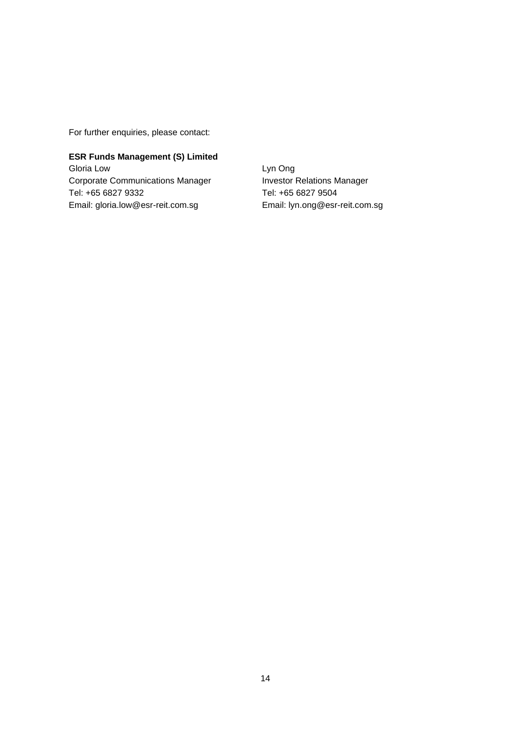For further enquiries, please contact:

**ESR Funds Management (S) Limited**

Gloria Low
Corporate Communications Manager
Tel: +65 6827 9332
Email: gloria.low@esr-reit.com.sg

Lyn Ong
Investor Relations Manager
Tel: +65 6827 9504
Email: lyn.ong@esr-reit.com.sg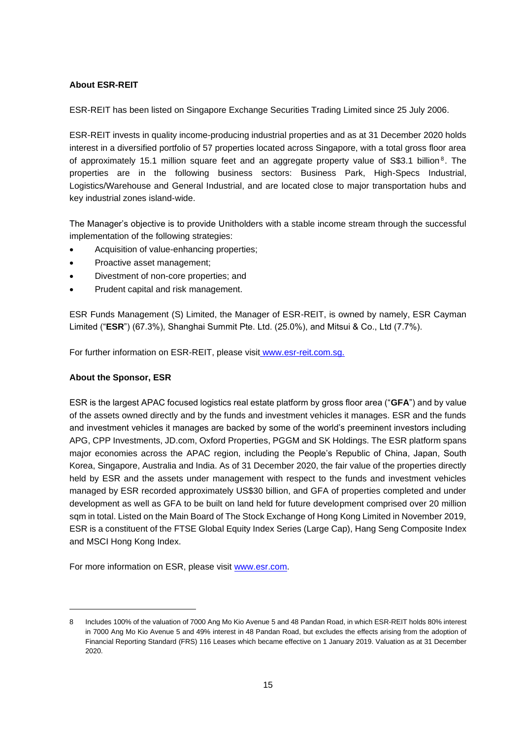**About ESR-REIT**

ESR-REIT has been listed on Singapore Exchange Securities Trading Limited since 25 July 2006.

ESR-REIT invests in quality income-producing industrial properties and as at 31 December 2020 holds interest in a diversified portfolio of 57 properties located across Singapore, with a total gross floor area of approximately 15.1 million square feet and an aggregate property value of S$3.1 billion[8]. The properties are in the following business sectors: Business Park, High-Specs Industrial, Logistics/Warehouse and General Industrial, and are located close to major transportation hubs and key industrial zones island-wide.

The Manager's objective is to provide Unitholders with a stable income stream through the successful implementation of the following strategies:

- Acquisition of value-enhancing properties;
- Proactive asset management;
- Divestment of non-core properties; and
- Prudent capital and risk management.

ESR Funds Management (S) Limited, the Manager of ESR-REIT, is owned by namely, ESR Cayman Limited ("**ESR**") (67.3%), Shanghai Summit Pte. Ltd. (25.0%), and Mitsui & Co., Ltd (7.7%).

For further information on ESR-REIT, please visit www.esr-reit.com.sg.

**About the Sponsor, ESR**

ESR is the largest APAC focused logistics real estate platform by gross floor area ("**GFA**") and by value of the assets owned directly and by the funds and investment vehicles it manages. ESR and the funds and investment vehicles it manages are backed by some of the world's preeminent investors including APG, CPP Investments, JD.com, Oxford Properties, PGGM and SK Holdings. The ESR platform spans major economies across the APAC region, including the People's Republic of China, Japan, South Korea, Singapore, Australia and India. As of 31 December 2020, the fair value of the properties directly held by ESR and the assets under management with respect to the funds and investment vehicles managed by ESR recorded approximately US$30 billion, and GFA of properties completed and under development as well as GFA to be built on land held for future development comprised over 20 million sqm in total. Listed on the Main Board of The Stock Exchange of Hong Kong Limited in November 2019, ESR is a constituent of the FTSE Global Equity Index Series (Large Cap), Hang Seng Composite Index and MSCI Hong Kong Index.

For more information on ESR, please visit www.esr.com.

---

8 Includes 100% of the valuation of 7000 Ang Mo Kio Avenue 5 and 48 Pandan Road, in which ESR-REIT holds 80% interest in 7000 Ang Mo Kio Avenue 5 and 49% interest in 48 Pandan Road, but excludes the effects arising from the adoption of Financial Reporting Standard (FRS) 116 Leases which became effective on 1 January 2019. Valuation as at 31 December 2020.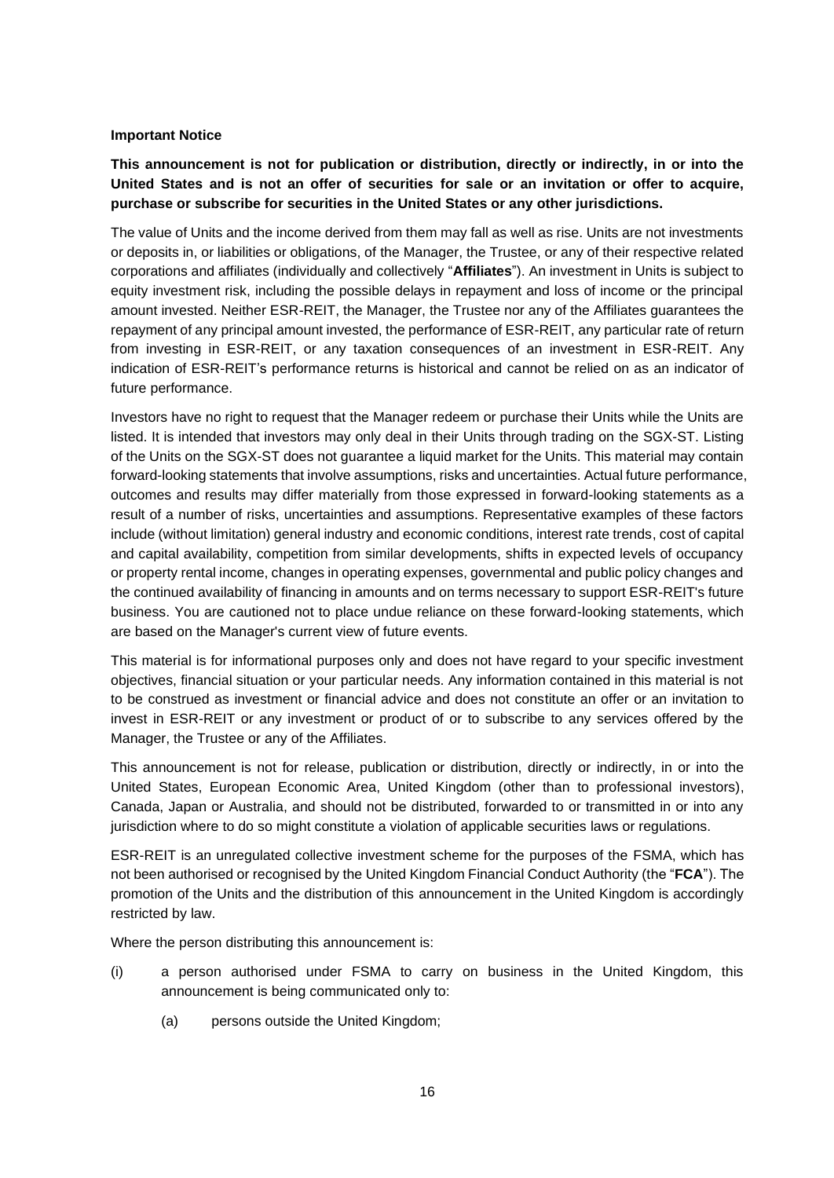**Important Notice**

**This announcement is not for publication or distribution, directly or indirectly, in or into the United States and is not an offer of securities for sale or an invitation or offer to acquire, purchase or subscribe for securities in the United States or any other jurisdictions.**

The value of Units and the income derived from them may fall as well as rise. Units are not investments or deposits in, or liabilities or obligations, of the Manager, the Trustee, or any of their respective related corporations and affiliates (individually and collectively "**Affiliates**"). An investment in Units is subject to equity investment risk, including the possible delays in repayment and loss of income or the principal amount invested. Neither ESR-REIT, the Manager, the Trustee nor any of the Affiliates guarantees the repayment of any principal amount invested, the performance of ESR-REIT, any particular rate of return from investing in ESR-REIT, or any taxation consequences of an investment in ESR-REIT. Any indication of ESR-REIT's performance returns is historical and cannot be relied on as an indicator of future performance.

Investors have no right to request that the Manager redeem or purchase their Units while the Units are listed. It is intended that investors may only deal in their Units through trading on the SGX-ST. Listing of the Units on the SGX-ST does not guarantee a liquid market for the Units. This material may contain forward-looking statements that involve assumptions, risks and uncertainties. Actual future performance, outcomes and results may differ materially from those expressed in forward-looking statements as a result of a number of risks, uncertainties and assumptions. Representative examples of these factors include (without limitation) general industry and economic conditions, interest rate trends, cost of capital and capital availability, competition from similar developments, shifts in expected levels of occupancy or property rental income, changes in operating expenses, governmental and public policy changes and the continued availability of financing in amounts and on terms necessary to support ESR-REIT's future business. You are cautioned not to place undue reliance on these forward-looking statements, which are based on the Manager's current view of future events.

This material is for informational purposes only and does not have regard to your specific investment objectives, financial situation or your particular needs. Any information contained in this material is not to be construed as investment or financial advice and does not constitute an offer or an invitation to invest in ESR-REIT or any investment or product of or to subscribe to any services offered by the Manager, the Trustee or any of the Affiliates.

This announcement is not for release, publication or distribution, directly or indirectly, in or into the United States, European Economic Area, United Kingdom (other than to professional investors), Canada, Japan or Australia, and should not be distributed, forwarded to or transmitted in or into any jurisdiction where to do so might constitute a violation of applicable securities laws or regulations.

ESR-REIT is an unregulated collective investment scheme for the purposes of the FSMA, which has not been authorised or recognised by the United Kingdom Financial Conduct Authority (the "**FCA**"). The promotion of the Units and the distribution of this announcement in the United Kingdom is accordingly restricted by law.

Where the person distributing this announcement is:

(i) a person authorised under FSMA to carry on business in the United Kingdom, this announcement is being communicated only to:

  (a) persons outside the United Kingdom;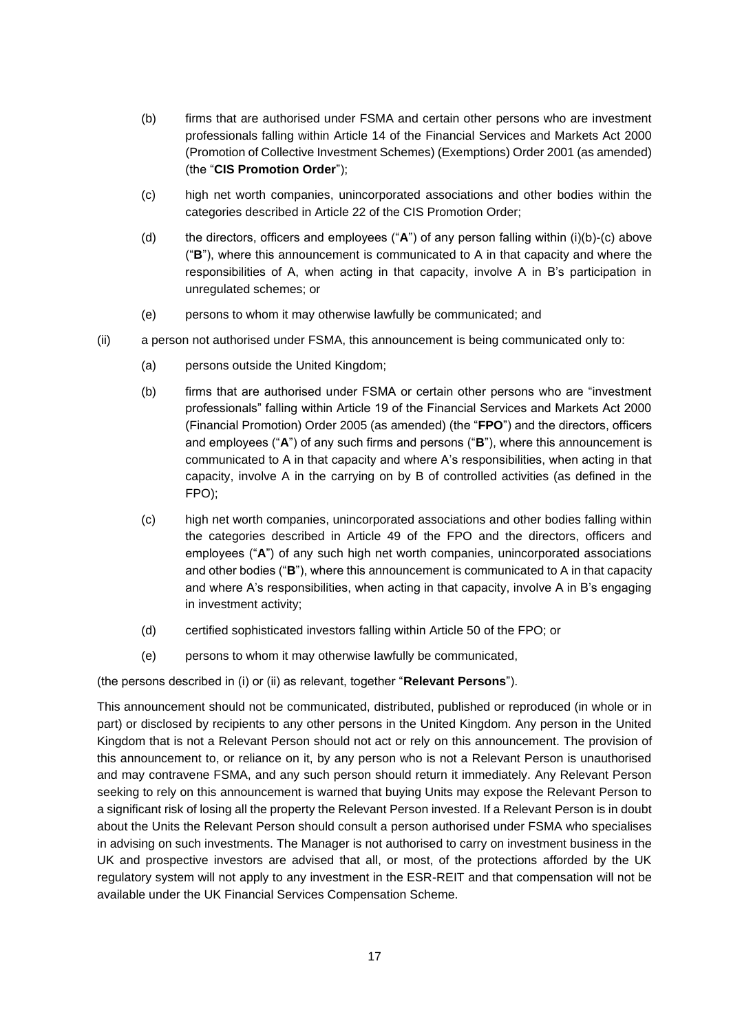(b) firms that are authorised under FSMA and certain other persons who are investment professionals falling within Article 14 of the Financial Services and Markets Act 2000 (Promotion of Collective Investment Schemes) (Exemptions) Order 2001 (as amended) (the "**CIS Promotion Order**");

(c) high net worth companies, unincorporated associations and other bodies within the categories described in Article 22 of the CIS Promotion Order;

(d) the directors, officers and employees ("**A**") of any person falling within (i)(b)-(c) above ("**B**"), where this announcement is communicated to A in that capacity and where the responsibilities of A, when acting in that capacity, involve A in B's participation in unregulated schemes; or

(e) persons to whom it may otherwise lawfully be communicated; and

(ii) a person not authorised under FSMA, this announcement is being communicated only to:

(a) persons outside the United Kingdom;

(b) firms that are authorised under FSMA or certain other persons who are "investment professionals" falling within Article 19 of the Financial Services and Markets Act 2000 (Financial Promotion) Order 2005 (as amended) (the "**FPO**") and the directors, officers and employees ("**A**") of any such firms and persons ("**B**"), where this announcement is communicated to A in that capacity and where A's responsibilities, when acting in that capacity, involve A in the carrying on by B of controlled activities (as defined in the FPO);

(c) high net worth companies, unincorporated associations and other bodies falling within the categories described in Article 49 of the FPO and the directors, officers and employees ("**A**") of any such high net worth companies, unincorporated associations and other bodies ("**B**"), where this announcement is communicated to A in that capacity and where A's responsibilities, when acting in that capacity, involve A in B's engaging in investment activity;

(d) certified sophisticated investors falling within Article 50 of the FPO; or

(e) persons to whom it may otherwise lawfully be communicated,

(the persons described in (i) or (ii) as relevant, together "**Relevant Persons**").

This announcement should not be communicated, distributed, published or reproduced (in whole or in part) or disclosed by recipients to any other persons in the United Kingdom. Any person in the United Kingdom that is not a Relevant Person should not act or rely on this announcement. The provision of this announcement to, or reliance on it, by any person who is not a Relevant Person is unauthorised and may contravene FSMA, and any such person should return it immediately. Any Relevant Person seeking to rely on this announcement is warned that buying Units may expose the Relevant Person to a significant risk of losing all the property the Relevant Person invested. If a Relevant Person is in doubt about the Units the Relevant Person should consult a person authorised under FSMA who specialises in advising on such investments. The Manager is not authorised to carry on investment business in the UK and prospective investors are advised that all, or most, of the protections afforded by the UK regulatory system will not apply to any investment in the ESR-REIT and that compensation will not be available under the UK Financial Services Compensation Scheme.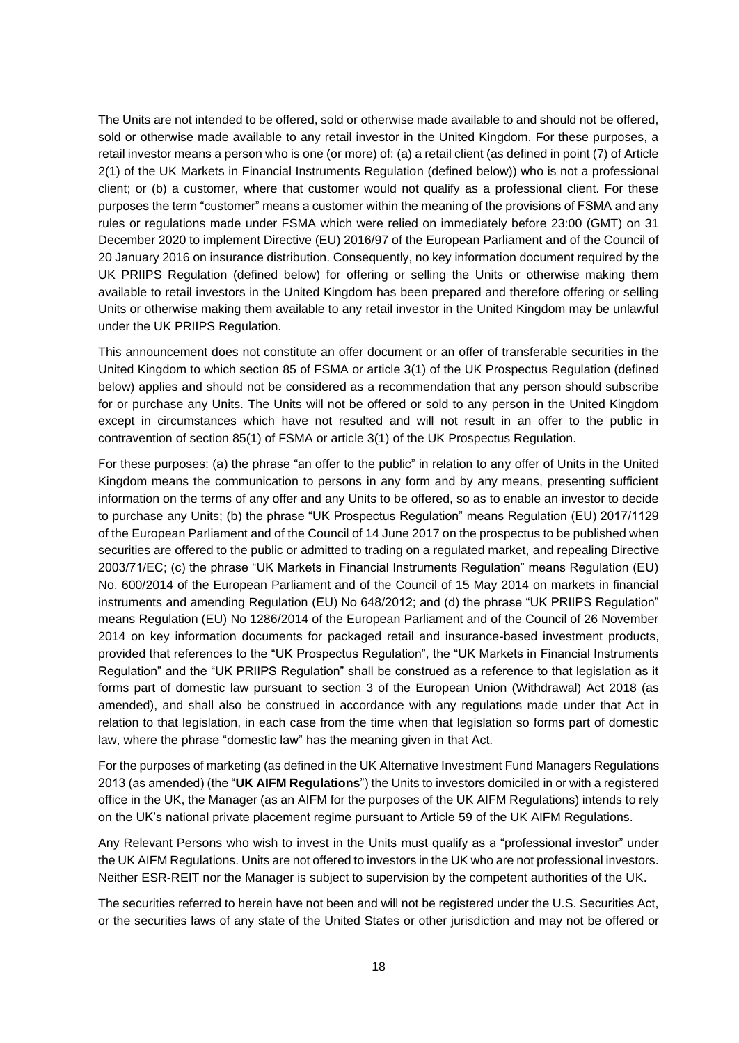The Units are not intended to be offered, sold or otherwise made available to and should not be offered, sold or otherwise made available to any retail investor in the United Kingdom. For these purposes, a retail investor means a person who is one (or more) of: (a) a retail client (as defined in point (7) of Article 2(1) of the UK Markets in Financial Instruments Regulation (defined below)) who is not a professional client; or (b) a customer, where that customer would not qualify as a professional client. For these purposes the term "customer" means a customer within the meaning of the provisions of FSMA and any rules or regulations made under FSMA which were relied on immediately before 23:00 (GMT) on 31 December 2020 to implement Directive (EU) 2016/97 of the European Parliament and of the Council of 20 January 2016 on insurance distribution. Consequently, no key information document required by the UK PRIIPS Regulation (defined below) for offering or selling the Units or otherwise making them available to retail investors in the United Kingdom has been prepared and therefore offering or selling Units or otherwise making them available to any retail investor in the United Kingdom may be unlawful under the UK PRIIPS Regulation.

This announcement does not constitute an offer document or an offer of transferable securities in the United Kingdom to which section 85 of FSMA or article 3(1) of the UK Prospectus Regulation (defined below) applies and should not be considered as a recommendation that any person should subscribe for or purchase any Units. The Units will not be offered or sold to any person in the United Kingdom except in circumstances which have not resulted and will not result in an offer to the public in contravention of section 85(1) of FSMA or article 3(1) of the UK Prospectus Regulation.

For these purposes: (a) the phrase "an offer to the public" in relation to any offer of Units in the United Kingdom means the communication to persons in any form and by any means, presenting sufficient information on the terms of any offer and any Units to be offered, so as to enable an investor to decide to purchase any Units; (b) the phrase "UK Prospectus Regulation" means Regulation (EU) 2017/1129 of the European Parliament and of the Council of 14 June 2017 on the prospectus to be published when securities are offered to the public or admitted to trading on a regulated market, and repealing Directive 2003/71/EC; (c) the phrase "UK Markets in Financial Instruments Regulation" means Regulation (EU) No. 600/2014 of the European Parliament and of the Council of 15 May 2014 on markets in financial instruments and amending Regulation (EU) No 648/2012; and (d) the phrase "UK PRIIPS Regulation" means Regulation (EU) No 1286/2014 of the European Parliament and of the Council of 26 November 2014 on key information documents for packaged retail and insurance-based investment products, provided that references to the "UK Prospectus Regulation", the "UK Markets in Financial Instruments Regulation" and the "UK PRIIPS Regulation" shall be construed as a reference to that legislation as it forms part of domestic law pursuant to section 3 of the European Union (Withdrawal) Act 2018 (as amended), and shall also be construed in accordance with any regulations made under that Act in relation to that legislation, in each case from the time when that legislation so forms part of domestic law, where the phrase "domestic law" has the meaning given in that Act.

For the purposes of marketing (as defined in the UK Alternative Investment Fund Managers Regulations 2013 (as amended) (the "**UK AIFM Regulations**") the Units to investors domiciled in or with a registered office in the UK, the Manager (as an AIFM for the purposes of the UK AIFM Regulations) intends to rely on the UK's national private placement regime pursuant to Article 59 of the UK AIFM Regulations.

Any Relevant Persons who wish to invest in the Units must qualify as a "professional investor" under the UK AIFM Regulations. Units are not offered to investors in the UK who are not professional investors. Neither ESR-REIT nor the Manager is subject to supervision by the competent authorities of the UK.

The securities referred to herein have not been and will not be registered under the U.S. Securities Act, or the securities laws of any state of the United States or other jurisdiction and may not be offered or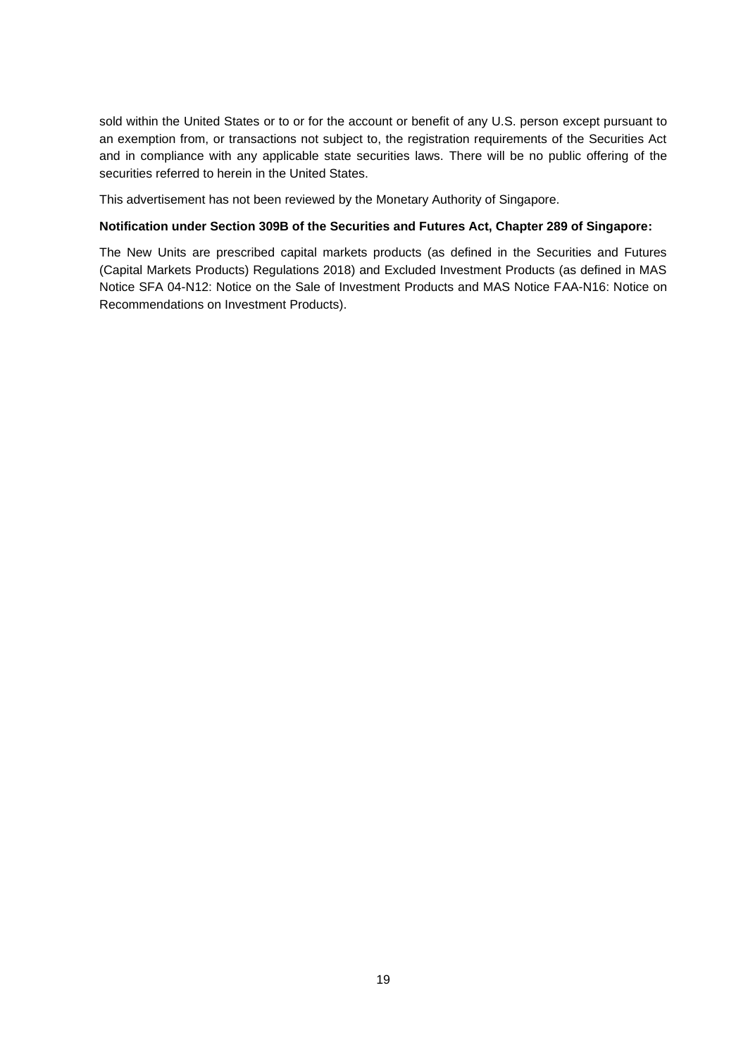sold within the United States or to or for the account or benefit of any U.S. person except pursuant to an exemption from, or transactions not subject to, the registration requirements of the Securities Act and in compliance with any applicable state securities laws. There will be no public offering of the securities referred to herein in the United States.

This advertisement has not been reviewed by the Monetary Authority of Singapore.

**Notification under Section 309B of the Securities and Futures Act, Chapter 289 of Singapore:**

The New Units are prescribed capital markets products (as defined in the Securities and Futures (Capital Markets Products) Regulations 2018) and Excluded Investment Products (as defined in MAS Notice SFA 04-N12: Notice on the Sale of Investment Products and MAS Notice FAA-N16: Notice on Recommendations on Investment Products).